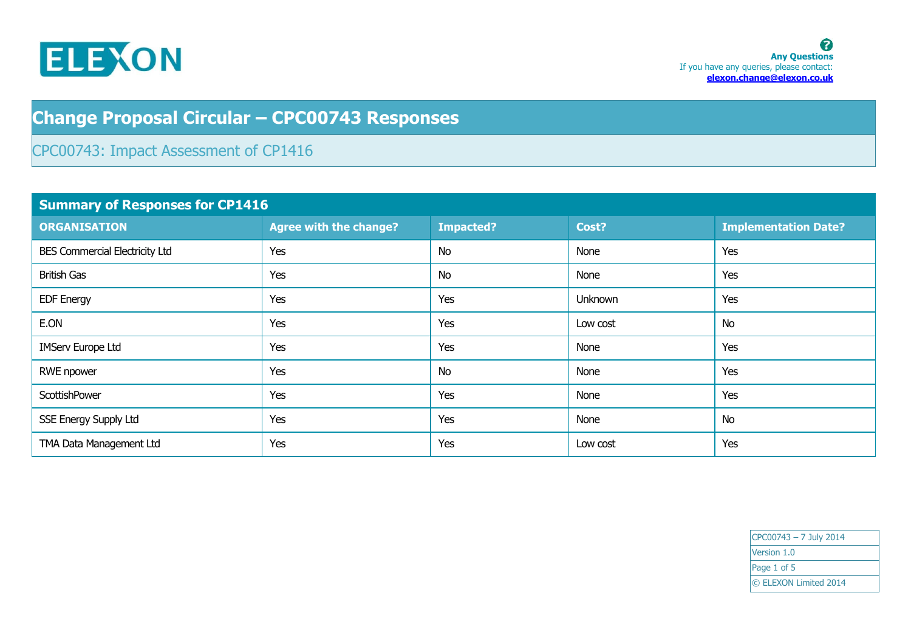**Any Questions**
If you have any queries, please contact:
**elexon.change@elexon.co.uk**

# Change Proposal Circular – CPC00743 Responses

## CPC00743: Impact Assessment of CP1416

**Summary of Responses for CP1416**

| ORGANISATION | Agree with the change? | Impacted? | Cost? | Implementation Date? |
|---|---|---|---|---|
| BES Commercial Electricity Ltd | Yes | No | None | Yes |
| British Gas | Yes | No | None | Yes |
| EDF Energy | Yes | Yes | Unknown | Yes |
| E.ON | Yes | Yes | Low cost | No |
| IMServ Europe Ltd | Yes | Yes | None | Yes |
| RWE npower | Yes | No | None | Yes |
| ScottishPower | Yes | Yes | None | Yes |
| SSE Energy Supply Ltd | Yes | Yes | None | No |
| TMA Data Management Ltd | Yes | Yes | Low cost | Yes |

CPC00743 – 7 July 2014
Version 1.0
© ELEXON Limited 2014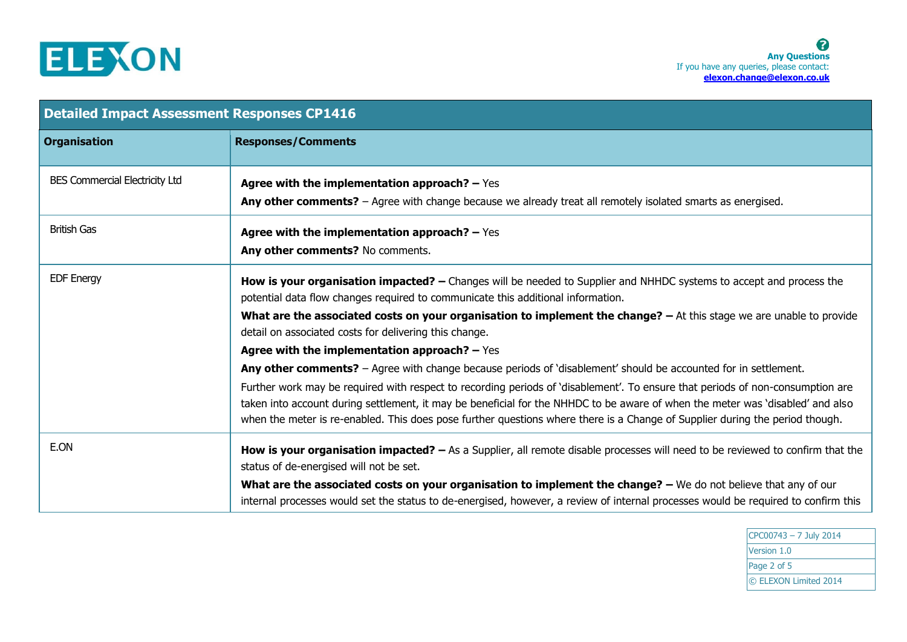| Detailed Impact Assessment Responses CP1416 | |
|---|---|
| **Organisation** | **Responses/Comments** |
| BES Commercial Electricity Ltd | **Agree with the implementation approach? –** Yes<br>**Any other comments?** – Agree with change because we already treat all remotely isolated smarts as energised. |
| British Gas | **Agree with the implementation approach? –** Yes<br>**Any other comments?** No comments. |
| EDF Energy | **How is your organisation impacted? –** Changes will be needed to Supplier and NHHDC systems to accept and process the potential data flow changes required to communicate this additional information.<br>**What are the associated costs on your organisation to implement the change? –** At this stage we are unable to provide detail on associated costs for delivering this change.<br>**Agree with the implementation approach? –** Yes<br>**Any other comments?** – Agree with change because periods of 'disablement' should be accounted for in settlement.<br>Further work may be required with respect to recording periods of 'disablement'. To ensure that periods of non-consumption are taken into account during settlement, it may be beneficial for the NHHDC to be aware of when the meter was 'disabled' and also when the meter is re-enabled. This does pose further questions where there is a Change of Supplier during the period though. |
| E.ON | **How is your organisation impacted? –** As a Supplier, all remote disable processes will need to be reviewed to confirm that the status of de-energised will not be set.<br>**What are the associated costs on your organisation to implement the change? –** We do not believe that any of our internal processes would set the status to de-energised, however, a review of internal processes would be required to confirm this |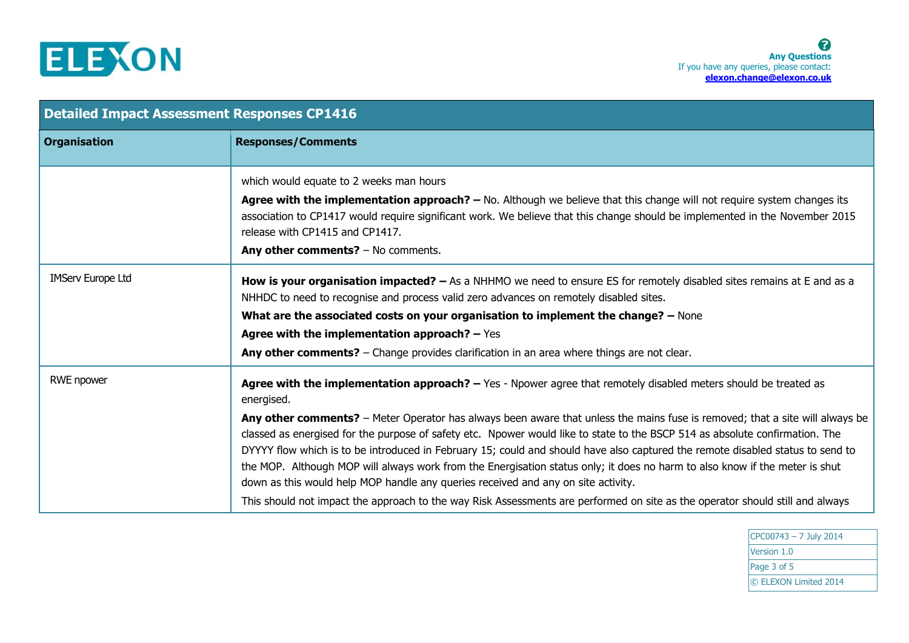| Detailed Impact Assessment Responses CP1416 | |
|---|---|
| **Organisation** | **Responses/Comments** |
| | which would equate to 2 weeks man hours<br>**Agree with the implementation approach? –** No. Although we believe that this change will not require system changes its association to CP1417 would require significant work. We believe that this change should be implemented in the November 2015 release with CP1415 and CP1417.<br>**Any other comments?** – No comments. |
| IMServ Europe Ltd | **How is your organisation impacted? –** As a NHHMO we need to ensure ES for remotely disabled sites remains at E and as a NHHDC to need to recognise and process valid zero advances on remotely disabled sites.<br>**What are the associated costs on your organisation to implement the change? –** None<br>**Agree with the implementation approach? –** Yes<br>**Any other comments?** – Change provides clarification in an area where things are not clear. |
| RWE npower | **Agree with the implementation approach? –** Yes - Npower agree that remotely disabled meters should be treated as energised.<br>**Any other comments?** – Meter Operator has always been aware that unless the mains fuse is removed; that a site will always be classed as energised for the purpose of safety etc. Npower would like to state to the BSCP 514 as absolute confirmation. The DYYYY flow which is to be introduced in February 15; could and should have also captured the remote disabled status to send to the MOP. Although MOP will always work from the Energisation status only; it does no harm to also know if the meter is shut down as this would help MOP handle any queries received and any on site activity.<br>This should not impact the approach to the way Risk Assessments are performed on site as the operator should still and always |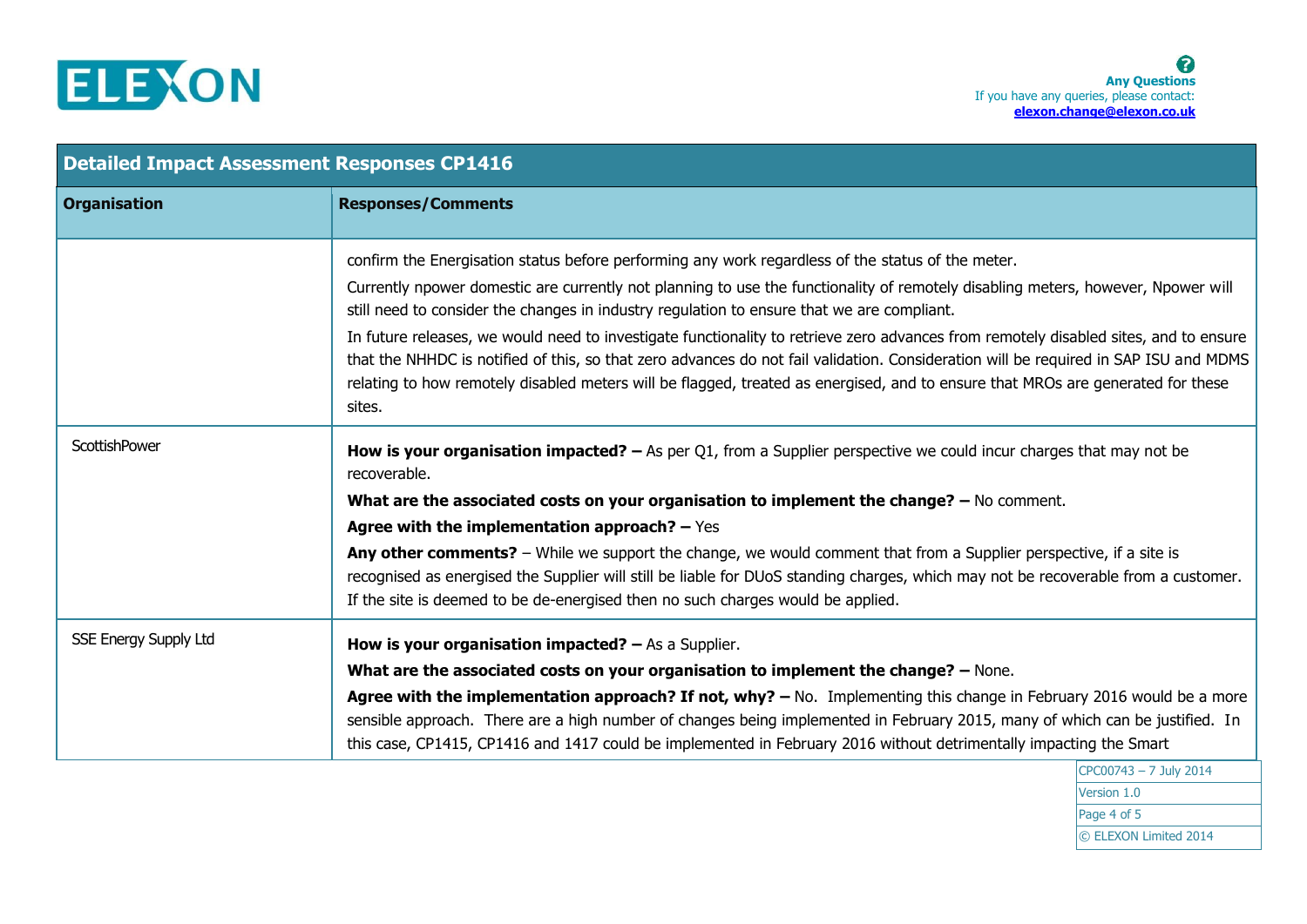| Organisation | Responses/Comments |
|---|---|
| | confirm the Energisation status before performing any work regardless of the status of the meter.<br>Currently npower domestic are currently not planning to use the functionality of remotely disabling meters, however, Npower will still need to consider the changes in industry regulation to ensure that we are compliant.<br>In future releases, we would need to investigate functionality to retrieve zero advances from remotely disabled sites, and to ensure that the NHHDC is notified of this, so that zero advances do not fail validation. Consideration will be required in SAP ISU and MDMS relating to how remotely disabled meters will be flagged, treated as energised, and to ensure that MROs are generated for these sites. |
| ScottishPower | **How is your organisation impacted? –** As per Q1, from a Supplier perspective we could incur charges that may not be recoverable.<br>**What are the associated costs on your organisation to implement the change? –** No comment.<br>**Agree with the implementation approach? –** Yes<br>**Any other comments?** – While we support the change, we would comment that from a Supplier perspective, if a site is recognised as energised the Supplier will still be liable for DUoS standing charges, which may not be recoverable from a customer. If the site is deemed to be de-energised then no such charges would be applied. |
| SSE Energy Supply Ltd | **How is your organisation impacted? –** As a Supplier.<br>**What are the associated costs on your organisation to implement the change? –** None.<br>**Agree with the implementation approach? If not, why? –** No. Implementing this change in February 2016 would be a more sensible approach. There are a high number of changes being implemented in February 2015, many of which can be justified. In this case, CP1415, CP1416 and 1417 could be implemented in February 2016 without detrimentally impacting the Smart |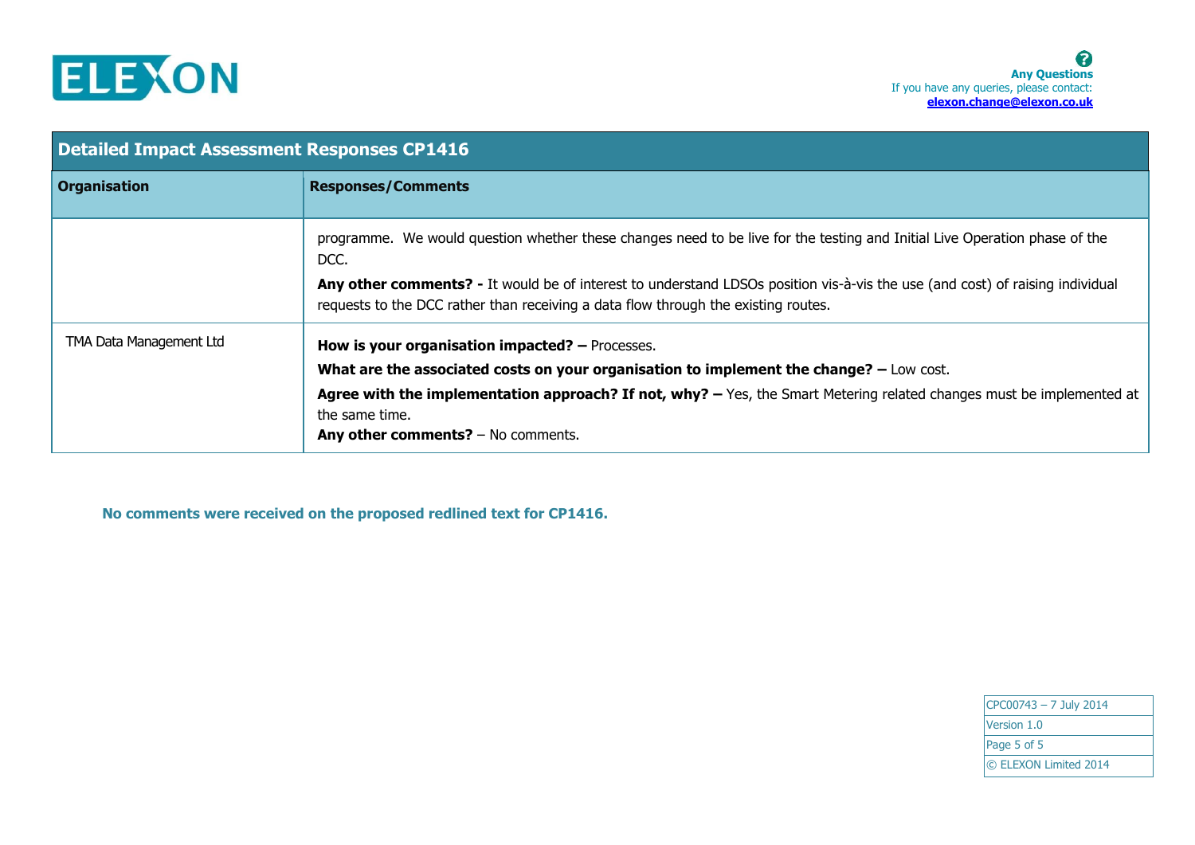| Organisation | Responses/Comments |
| --- | --- |
| | programme. We would question whether these changes need to be live for the testing and Initial Live Operation phase of the DCC.<br>**Any other comments? -** It would be of interest to understand LDSOs position vis-à-vis the use (and cost) of raising individual requests to the DCC rather than receiving a data flow through the existing routes. |
| TMA Data Management Ltd | **How is your organisation impacted? –** Processes.<br>**What are the associated costs on your organisation to implement the change? –** Low cost.<br>**Agree with the implementation approach? If not, why? –** Yes, the Smart Metering related changes must be implemented at the same time.<br>**Any other comments?** – No comments. |

**No comments were received on the proposed redlined text for CP1416.**